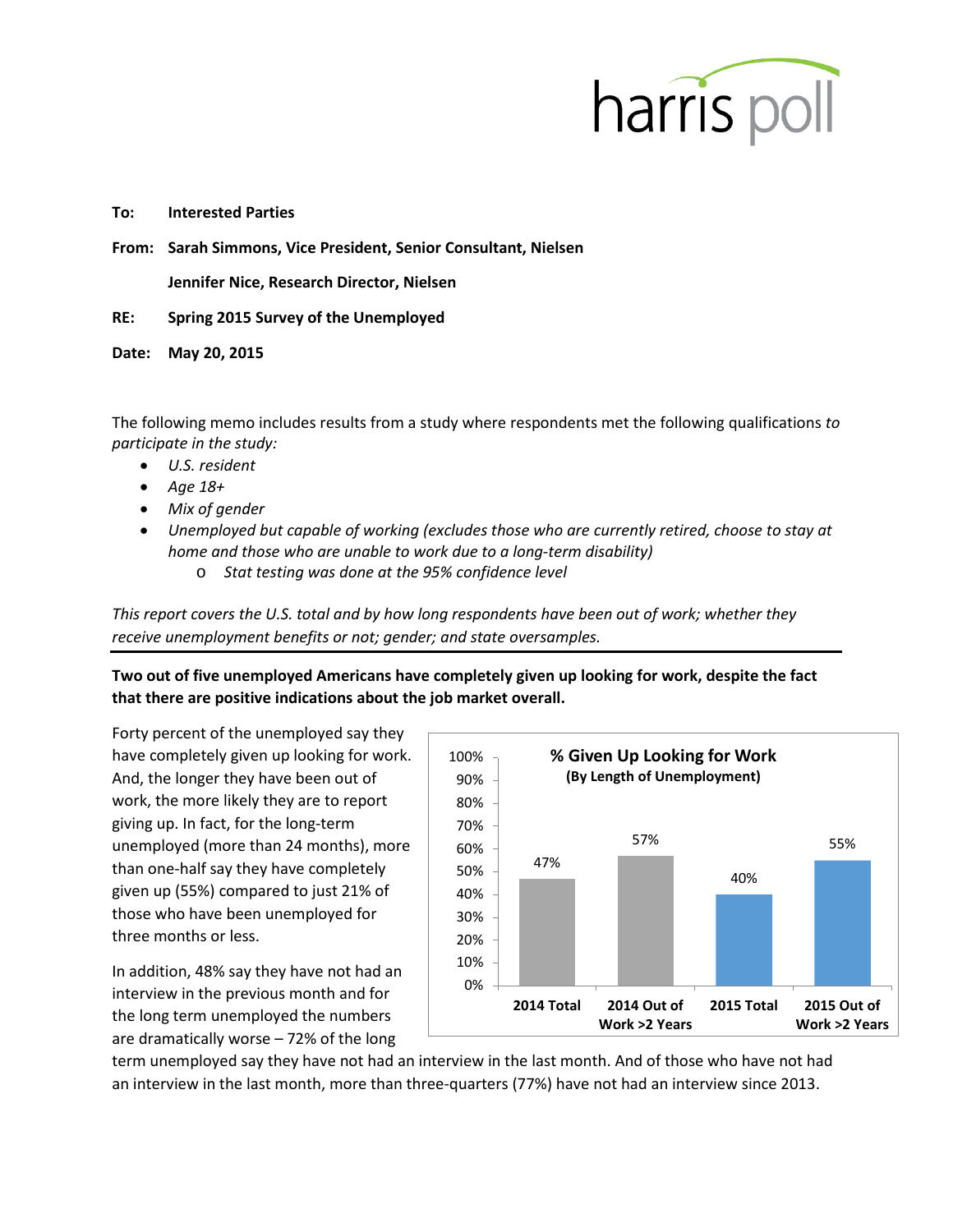harris poll

**To:** **Interested Parties**

**From:** **Sarah Simmons, Vice President, Senior Consultant, Nielsen**

**Jennifer Nice, Research Director, Nielsen**

**RE:** **Spring 2015 Survey of the Unemployed**

**Date:** **May 20, 2015**

The following memo includes results from a study where respondents met the following qualifications *to participate in the study:*

- *U.S. resident*
- *Age 18+*
- *Mix of gender*
- *Unemployed but capable of working (excludes those who are currently retired, choose to stay at home and those who are unable to work due to a long-term disability)*
  - *Stat testing was done at the 95% confidence level*

*This report covers the U.S. total and by how long respondents have been out of work; whether they receive unemployment benefits or not; gender; and state oversamples.*

---

**Two out of five unemployed Americans have completely given up looking for work, despite the fact that there are positive indications about the job market overall.**

Forty percent of the unemployed say they have completely given up looking for work. And, the longer they have been out of work, the more likely they are to report giving up. In fact, for the long-term unemployed (more than 24 months), more than one-half say they have completely given up (55%) compared to just 21% of those who have been unemployed for three months or less.

**% Given Up Looking for Work**
**(By Length of Unemployment)**

| | % Given Up Looking for Work |
|---|---|
| 2014 Total | 47% |
| 2014 Out of Work >2 Years | 57% |
| 2015 Total | 40% |
| 2015 Out of Work >2 Years | 55% |

In addition, 48% say they have not had an interview in the previous month and for the long term unemployed the numbers are dramatically worse – 72% of the long term unemployed say they have not had an interview in the last month. And of those who have not had an interview in the last month, more than three-quarters (77%) have not had an interview since 2013.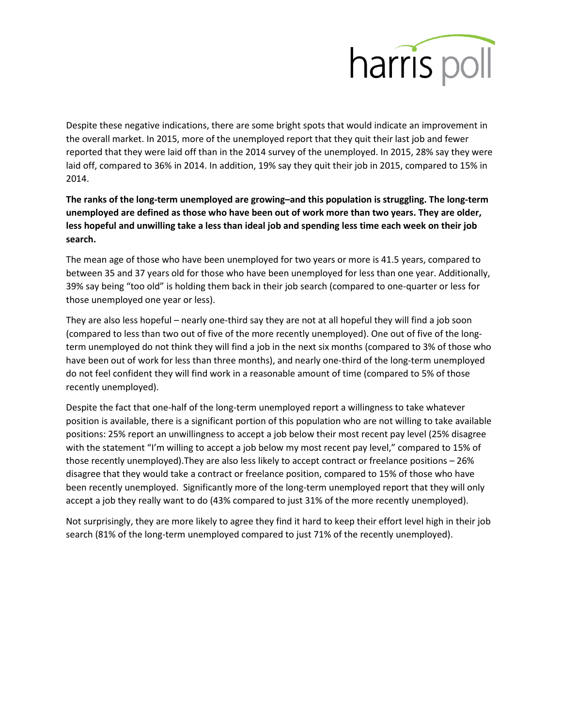Despite these negative indications, there are some bright spots that would indicate an improvement in the overall market. In 2015, more of the unemployed report that they quit their last job and fewer reported that they were laid off than in the 2014 survey of the unemployed. In 2015, 28% say they were laid off, compared to 36% in 2014. In addition, 19% say they quit their job in 2015, compared to 15% in 2014.

**The ranks of the long-term unemployed are growing–and this population is struggling. The long-term unemployed are defined as those who have been out of work more than two years. They are older, less hopeful and unwilling take a less than ideal job and spending less time each week on their job search.**

The mean age of those who have been unemployed for two years or more is 41.5 years, compared to between 35 and 37 years old for those who have been unemployed for less than one year. Additionally, 39% say being "too old" is holding them back in their job search (compared to one-quarter or less for those unemployed one year or less).

They are also less hopeful – nearly one-third say they are not at all hopeful they will find a job soon (compared to less than two out of five of the more recently unemployed). One out of five of the long-term unemployed do not think they will find a job in the next six months (compared to 3% of those who have been out of work for less than three months), and nearly one-third of the long-term unemployed do not feel confident they will find work in a reasonable amount of time (compared to 5% of those recently unemployed).

Despite the fact that one-half of the long-term unemployed report a willingness to take whatever position is available, there is a significant portion of this population who are not willing to take available positions: 25% report an unwillingness to accept a job below their most recent pay level (25% disagree with the statement "I'm willing to accept a job below my most recent pay level," compared to 15% of those recently unemployed).They are also less likely to accept contract or freelance positions – 26% disagree that they would take a contract or freelance position, compared to 15% of those who have been recently unemployed. Significantly more of the long-term unemployed report that they will only accept a job they really want to do (43% compared to just 31% of the more recently unemployed).

Not surprisingly, they are more likely to agree they find it hard to keep their effort level high in their job search (81% of the long-term unemployed compared to just 71% of the recently unemployed).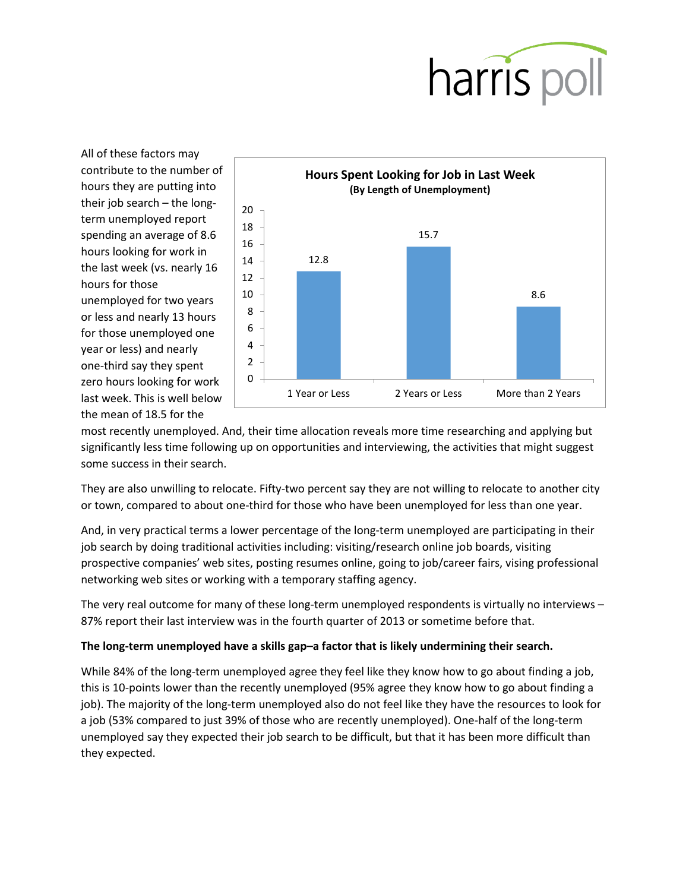All of these factors may contribute to the number of hours they are putting into their job search – the long-term unemployed report spending an average of 8.6 hours looking for work in the last week (vs. nearly 16 hours for those unemployed for two years or less and nearly 13 hours for those unemployed one year or less) and nearly one-third say they spent zero hours looking for work last week. This is well below the mean of 18.5 for the most recently unemployed. And, their time allocation reveals more time researching and applying but significantly less time following up on opportunities and interviewing, the activities that might suggest some success in their search.

**Hours Spent Looking for Job in Last Week**
**(By Length of Unemployment)**

| Length of Unemployment | Hours |
|---|---|
| 1 Year or Less | 12.8 |
| 2 Years or Less | 15.7 |
| More than 2 Years | 8.6 |

They are also unwilling to relocate. Fifty-two percent say they are not willing to relocate to another city or town, compared to about one-third for those who have been unemployed for less than one year.

And, in very practical terms a lower percentage of the long-term unemployed are participating in their job search by doing traditional activities including: visiting/research online job boards, visiting prospective companies' web sites, posting resumes online, going to job/career fairs, vising professional networking web sites or working with a temporary staffing agency.

The very real outcome for many of these long-term unemployed respondents is virtually no interviews – 87% report their last interview was in the fourth quarter of 2013 or sometime before that.

**The long-term unemployed have a skills gap–a factor that is likely undermining their search.**

While 84% of the long-term unemployed agree they feel like they know how to go about finding a job, this is 10-points lower than the recently unemployed (95% agree they know how to go about finding a job). The majority of the long-term unemployed also do not feel like they have the resources to look for a job (53% compared to just 39% of those who are recently unemployed). One-half of the long-term unemployed say they expected their job search to be difficult, but that it has been more difficult than they expected.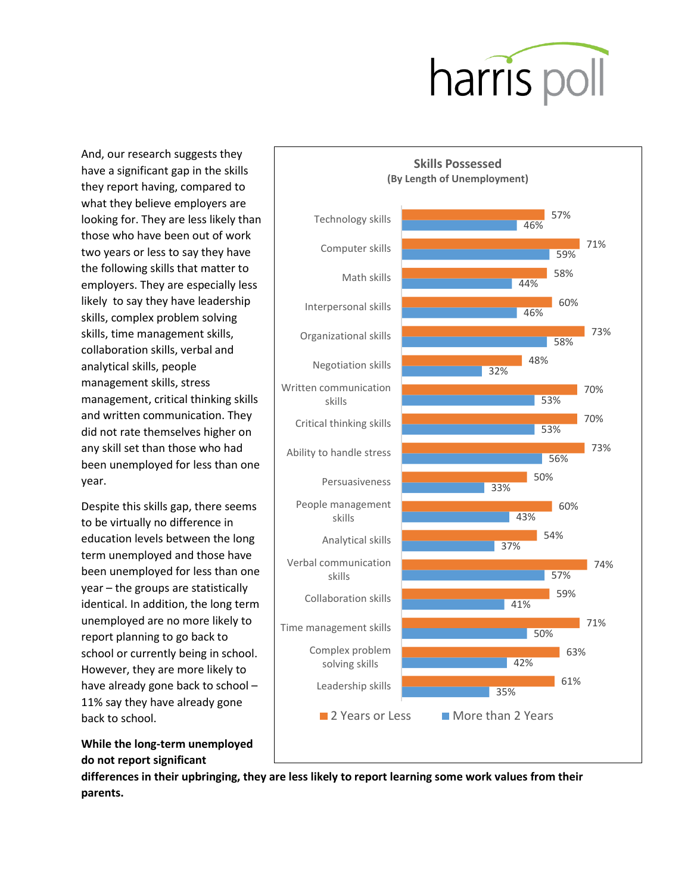And, our research suggests they have a significant gap in the skills they report having, compared to what they believe employers are looking for. They are less likely than those who have been out of work two years or less to say they have the following skills that matter to employers. They are especially less likely to say they have leadership skills, complex problem solving skills, time management skills, collaboration skills, verbal and analytical skills, people management skills, stress management, critical thinking skills and written communication. They did not rate themselves higher on any skill set than those who had been unemployed for less than one year.

**Skills Possessed**
**(By Length of Unemployment)**

| Skill | 2 Years or Less | More than 2 Years |
|---|---|---|
| Technology skills | 57% | 46% |
| Computer skills | 71% | 59% |
| Math skills | 58% | 44% |
| Interpersonal skills | 60% | 46% |
| Organizational skills | 73% | 58% |
| Negotiation skills | 48% | 32% |
| Written communication skills | 70% | 53% |
| Critical thinking skills | 70% | 53% |
| Ability to handle stress | 73% | 56% |
| Persuasiveness | 50% | 33% |
| People management skills | 60% | 43% |
| Analytical skills | 54% | 37% |
| Verbal communication skills | 74% | 57% |
| Collaboration skills | 59% | 41% |
| Time management skills | 71% | 50% |
| Complex problem solving skills | 63% | 42% |
| Leadership skills | 61% | 35% |

Despite this skills gap, there seems to be virtually no difference in education levels between the long term unemployed and those have been unemployed for less than one year – the groups are statistically identical. In addition, the long term unemployed are no more likely to report planning to go back to school or currently being in school. However, they are more likely to have already gone back to school – 11% say they have already gone back to school.

**While the long-term unemployed do not report significant differences in their upbringing, they are less likely to report learning some work values from their parents.**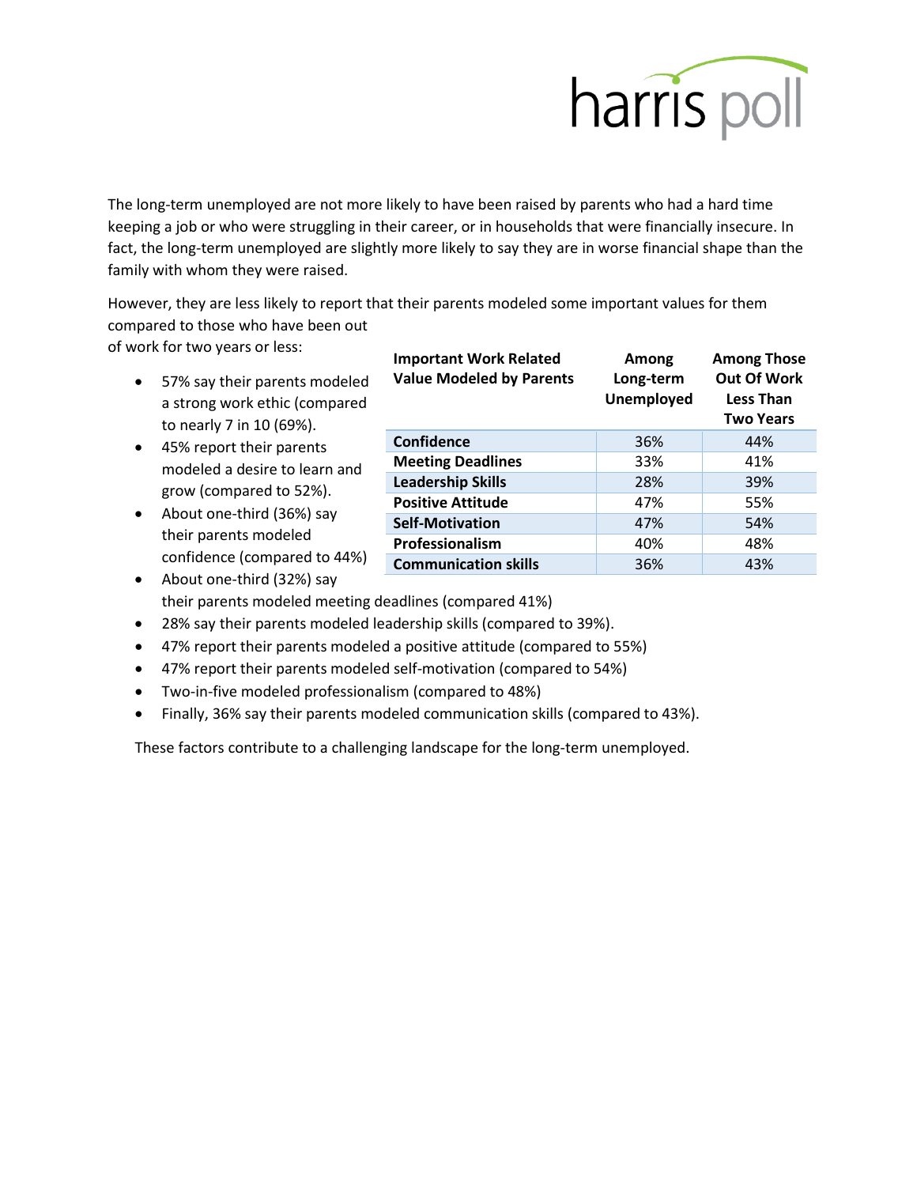The long-term unemployed are not more likely to have been raised by parents who had a hard time keeping a job or who were struggling in their career, or in households that were financially insecure. In fact, the long-term unemployed are slightly more likely to say they are in worse financial shape than the family with whom they were raised.

However, they are less likely to report that their parents modeled some important values for them compared to those who have been out of work for two years or less:

| Important Work Related Value Modeled by Parents | Among Long-term Unemployed | Among Those Out Of Work Less Than Two Years |
|---|---|---|
| **Confidence** | 36% | 44% |
| **Meeting Deadlines** | 33% | 41% |
| **Leadership Skills** | 28% | 39% |
| **Positive Attitude** | 47% | 55% |
| **Self-Motivation** | 47% | 54% |
| **Professionalism** | 40% | 48% |
| **Communication skills** | 36% | 43% |

- 57% say their parents modeled a strong work ethic (compared to nearly 7 in 10 (69%).
- 45% report their parents modeled a desire to learn and grow (compared to 52%).
- About one-third (36%) say their parents modeled confidence (compared to 44%)
- About one-third (32%) say their parents modeled meeting deadlines (compared 41%)
- 28% say their parents modeled leadership skills (compared to 39%).
- 47% report their parents modeled a positive attitude (compared to 55%)
- 47% report their parents modeled self-motivation (compared to 54%)
- Two-in-five modeled professionalism (compared to 48%)
- Finally, 36% say their parents modeled communication skills (compared to 43%).

These factors contribute to a challenging landscape for the long-term unemployed.